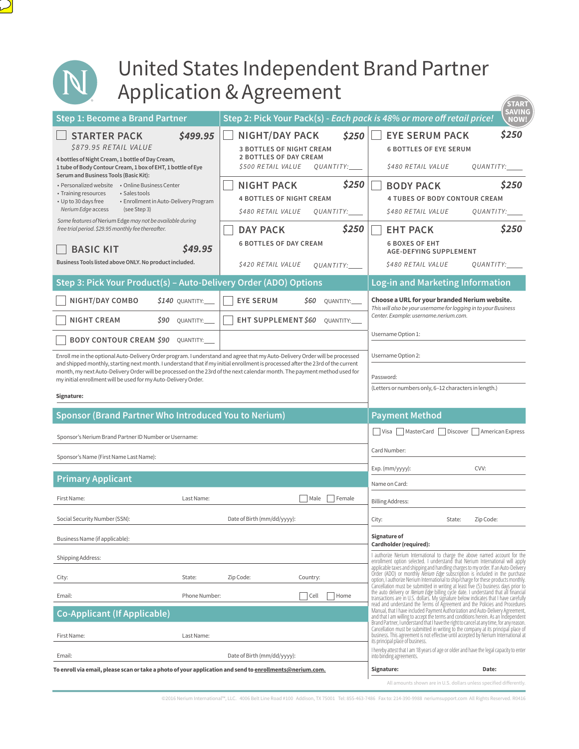# United States Independent Brand Partner Application & Agreement

START SAVING NOW!

## Step 1: Become a Brand Partner

☐ **STARTER PACK** **$499.95**

*$879.95 RETAIL VALUE*

**4 bottles of Night Cream, 1 bottle of Day Cream, 1 tube of Body Contour Cream, 1 box of EHT, 1 bottle of Eye Serum and Business Tools (Basic Kit):**

- Personalized website
- Training resources
- Up to 30 days free *Nerium Edge* access
- Online Business Center
- Sales tools
- Enrollment in Auto-Delivery Program (see Step 3)

*Some features of Nerium Edge may not be available during free trial period. $29.95 monthly fee thereafter.*

☐ **BASIC KIT** **$49.95**

Business Tools listed above ONLY. No product included.

## Step 2: Pick Your Pack(s) - *Each pack is 48% or more off retail price!*

☐ **NIGHT/DAY PACK** **$250**
3 BOTTLES OF NIGHT CREAM
2 BOTTLES OF DAY CREAM
*$500 RETAIL VALUE* QUANTITY:____

☐ **EYE SERUM PACK** **$250**
6 BOTTLES OF EYE SERUM
*$480 RETAIL VALUE* QUANTITY:____

☐ **NIGHT PACK** **$250**
4 BOTTLES OF NIGHT CREAM
*$480 RETAIL VALUE* QUANTITY:____

☐ **BODY PACK** **$250**
4 TUBES OF BODY CONTOUR CREAM
*$480 RETAIL VALUE* QUANTITY:____

☐ **DAY PACK** **$250**
6 BOTTLES OF DAY CREAM
*$420 RETAIL VALUE* QUANTITY:____

☐ **EHT PACK** **$250**
6 BOXES OF EHT AGE-DEFYING SUPPLEMENT
*$480 RETAIL VALUE* QUANTITY:____

## Step 3: Pick Your Product(s) – Auto-Delivery Order (ADO) Options

☐ **NIGHT/DAY COMBO** *$140* QUANTITY:____

☐ **EYE SERUM** *$60* QUANTITY:____

☐ **NIGHT CREAM** *$90* QUANTITY:____

☐ **EHT SUPPLEMENT** *$60* QUANTITY:____

☐ **BODY CONTOUR CREAM** *$90* QUANTITY:____

Enroll me in the optional Auto-Delivery Order program. I understand and agree that my Auto-Delivery Order will be processed and shipped monthly, starting next month. I understand that if my initial enrollment is processed after the 23rd of the current month, my next Auto-Delivery Order will be processed on the 23rd of the next calendar month. The payment method used for my initial enrollment will be used for my Auto-Delivery Order.

**Signature:**

## Log-in and Marketing Information

**Choose a URL for your branded Nerium website.**
*This will also be your username for logging in to your Business Center. Example: username.nerium.com.*

Username Option 1:

Username Option 2:

Password:

(Letters or numbers only, 6–12 characters in length.)

## Sponsor (Brand Partner Who Introduced You to Nerium)

Sponsor's Nerium Brand Partner ID Number or Username:

Sponsor's Name (First Name Last Name):

## Primary Applicant

First Name: Last Name: ☐ Male ☐ Female

Social Security Number (SSN): Date of Birth (mm/dd/yyyy):

Business Name (if applicable):

Shipping Address:

City: State: Zip Code: Country:

Email: Phone Number: ☐ Cell ☐ Home

## Co-Applicant (If Applicable)

First Name: Last Name:

Email: Date of Birth (mm/dd/yyyy):

**To enroll via email, please scan or take a photo of your application and send to enrollments@nerium.com.**

## Payment Method

☐ Visa ☐ MasterCard ☐ Discover ☐ American Express

Card Number:

Exp. (mm/yyyy): CVV:

Name on Card:

Billing Address:

City: State: Zip Code:

**Signature of Cardholder (required):**

I authorize Nerium International to charge the above named account for the enrollment option selected. I understand that Nerium International will apply applicable taxes and shipping and handling charges to my order. If an Auto-Delivery Order (ADO) or monthly *Nerium Edge* subscription is included in the purchase option, I authorize Nerium International to ship/charge for these products monthly. Cancellation must be submitted in writing at least five (5) business days prior to the auto delivery or *Nerium Edge* billing cycle date. I understand that all financial transactions are in U.S. dollars. My signature below indicates that I have carefully read and understand the Terms of Agreement and the Policies and Procedures Manual, that I have included Payment Authorization and Auto-Delivery Agreement, and that I am willing to accept the terms and conditions herein. As an Independent Brand Partner, I understand that I have the right to cancel at any time, for any reason. Cancellation must be submitted in writing to the company at its principal place of business. This agreement is not effective until accepted by Nerium International at its principal place of business.

I hereby attest that I am 18 years of age or older and have the legal capacity to enter into binding agreements.

**Signature:** **Date:**

All amounts shown are in U.S. dollars unless specified differently.

©2016 Nerium International™, LLC. 4006 Belt Line Road #100 Addison, TX 75001 Tel: 855-463-7486 Fax to: 214-390-9988 neriumsupport.com All Rights Reserved. R0416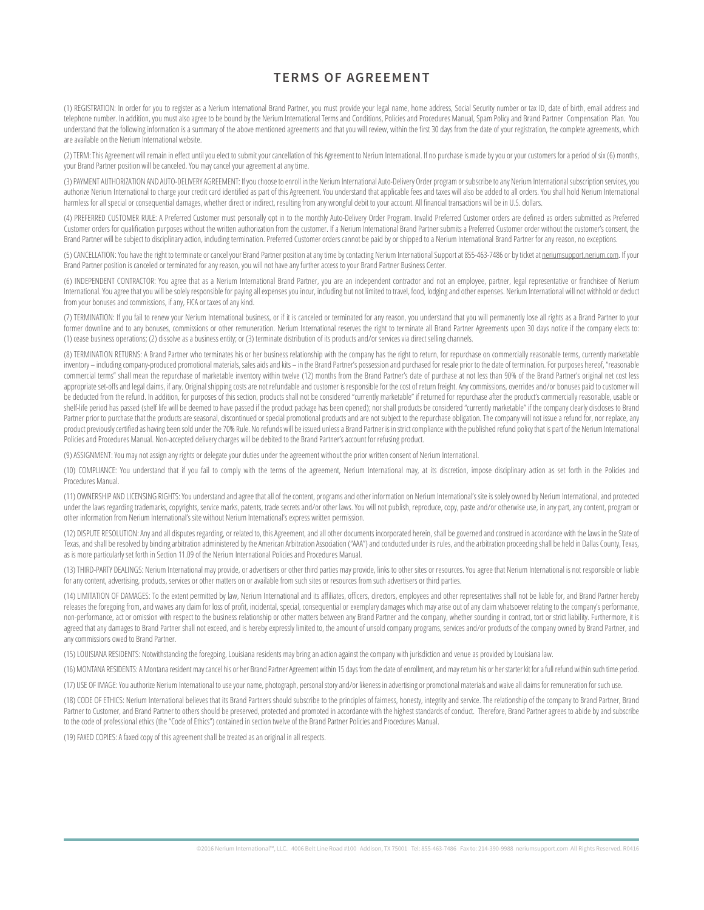## TERMS OF AGREEMENT

(1) REGISTRATION: In order for you to register as a Nerium International Brand Partner, you must provide your legal name, home address, Social Security number or tax ID, date of birth, email address and telephone number. In addition, you must also agree to be bound by the Nerium International Terms and Conditions, Policies and Procedures Manual, Spam Policy and Brand Partner Compensation Plan. You understand that the following information is a summary of the above mentioned agreements and that you will review, within the first 30 days from the date of your registration, the complete agreements, which are available on the Nerium International website.

(2) TERM: This Agreement will remain in effect until you elect to submit your cancellation of this Agreement to Nerium International. If no purchase is made by you or your customers for a period of six (6) months, your Brand Partner position will be canceled. You may cancel your agreement at any time.

(3) PAYMENT AUTHORIZATION AND AUTO-DELIVERY AGREEMENT: If you choose to enroll in the Nerium International Auto-Delivery Order program or subscribe to any Nerium International subscription services, you authorize Nerium International to charge your credit card identified as part of this Agreement. You understand that applicable fees and taxes will also be added to all orders. You shall hold Nerium International harmless for all special or consequential damages, whether direct or indirect, resulting from any wrongful debit to your account. All financial transactions will be in U.S. dollars.

(4) PREFERRED CUSTOMER RULE: A Preferred Customer must personally opt in to the monthly Auto-Delivery Order Program. Invalid Preferred Customer orders are defined as orders submitted as Preferred Customer orders for qualification purposes without the written authorization from the customer. If a Nerium International Brand Partner submits a Preferred Customer order without the customer's consent, the Brand Partner will be subject to disciplinary action, including termination. Preferred Customer orders cannot be paid by or shipped to a Nerium International Brand Partner for any reason, no exceptions.

(5) CANCELLATION: You have the right to terminate or cancel your Brand Partner position at any time by contacting Nerium International Support at 855-463-7486 or by ticket at neriumsupport.nerium.com. If your Brand Partner position is canceled or terminated for any reason, you will not have any further access to your Brand Partner Business Center.

(6) INDEPENDENT CONTRACTOR: You agree that as a Nerium International Brand Partner, you are an independent contractor and not an employee, partner, legal representative or franchisee of Nerium International. You agree that you will be solely responsible for paying all expenses you incur, including but not limited to travel, food, lodging and other expenses. Nerium International will not withhold or deduct from your bonuses and commissions, if any, FICA or taxes of any kind.

(7) TERMINATION: If you fail to renew your Nerium International business, or if it is canceled or terminated for any reason, you understand that you will permanently lose all rights as a Brand Partner to your former downline and to any bonuses, commissions or other remuneration. Nerium International reserves the right to terminate all Brand Partner Agreements upon 30 days notice if the company elects to: (1) cease business operations; (2) dissolve as a business entity; or (3) terminate distribution of its products and/or services via direct selling channels.

(8) TERMINATION RETURNS: A Brand Partner who terminates his or her business relationship with the company has the right to return, for repurchase on commercially reasonable terms, currently marketable inventory – including company-produced promotional materials, sales aids and kits – in the Brand Partner's possession and purchased for resale prior to the date of termination. For purposes hereof, "reasonable commercial terms" shall mean the repurchase of marketable inventory within twelve (12) months from the Brand Partner's date of purchase at not less than 90% of the Brand Partner's original net cost less appropriate set-offs and legal claims, if any. Original shipping costs are not refundable and customer is responsible for the cost of return freight. Any commissions, overrides and/or bonuses paid to customer will be deducted from the refund. In addition, for purposes of this section, products shall not be considered "currently marketable" if returned for repurchase after the product's commercially reasonable, usable or shelf-life period has passed (shelf life will be deemed to have passed if the product package has been opened); nor shall products be considered "currently marketable" if the company clearly discloses to Brand Partner prior to purchase that the products are seasonal, discontinued or special promotional products and are not subject to the repurchase obligation. The company will not issue a refund for, nor replace, any product previously certified as having been sold under the 70% Rule. No refunds will be issued unless a Brand Partner is in strict compliance with the published refund policy that is part of the Nerium International Policies and Procedures Manual. Non-accepted delivery charges will be debited to the Brand Partner's account for refusing product.

(9) ASSIGNMENT: You may not assign any rights or delegate your duties under the agreement without the prior written consent of Nerium International.

(10) COMPLIANCE: You understand that if you fail to comply with the terms of the agreement, Nerium International may, at its discretion, impose disciplinary action as set forth in the Policies and Procedures Manual.

(11) OWNERSHIP AND LICENSING RIGHTS: You understand and agree that all of the content, programs and other information on Nerium International's site is solely owned by Nerium International, and protected under the laws regarding trademarks, copyrights, service marks, patents, trade secrets and/or other laws. You will not publish, reproduce, copy, paste and/or otherwise use, in any part, any content, program or other information from Nerium International's site without Nerium International's express written permission.

(12) DISPUTE RESOLUTION: Any and all disputes regarding, or related to, this Agreement, and all other documents incorporated herein, shall be governed and construed in accordance with the laws in the State of Texas, and shall be resolved by binding arbitration administered by the American Arbitration Association ("AAA") and conducted under its rules, and the arbitration proceeding shall be held in Dallas County, Texas, as is more particularly set forth in Section 11.09 of the Nerium International Policies and Procedures Manual.

(13) THIRD-PARTY DEALINGS: Nerium International may provide, or advertisers or other third parties may provide, links to other sites or resources. You agree that Nerium International is not responsible or liable for any content, advertising, products, services or other matters on or available from such sites or resources from such advertisers or third parties.

(14) LIMITATION OF DAMAGES: To the extent permitted by law, Nerium International and its affiliates, officers, directors, employees and other representatives shall not be liable for, and Brand Partner hereby releases the foregoing from, and waives any claim for loss of profit, incidental, special, consequential or exemplary damages which may arise out of any claim whatsoever relating to the company's performance, non-performance, act or omission with respect to the business relationship or other matters between any Brand Partner and the company, whether sounding in contract, tort or strict liability. Furthermore, it is agreed that any damages to Brand Partner shall not exceed, and is hereby expressly limited to, the amount of unsold company programs, services and/or products of the company owned by Brand Partner, and any commissions owed to Brand Partner.

(15) LOUISIANA RESIDENTS: Notwithstanding the foregoing, Louisiana residents may bring an action against the company with jurisdiction and venue as provided by Louisiana law.

(16) MONTANA RESIDENTS: A Montana resident may cancel his or her Brand Partner Agreement within 15 days from the date of enrollment, and may return his or her starter kit for a full refund within such time period.

(17) USE OF IMAGE: You authorize Nerium International to use your name, photograph, personal story and/or likeness in advertising or promotional materials and waive all claims for remuneration for such use.

(18) CODE OF ETHICS: Nerium International believes that its Brand Partners should subscribe to the principles of fairness, honesty, integrity and service. The relationship of the company to Brand Partner, Brand Partner to Customer, and Brand Partner to others should be preserved, protected and promoted in accordance with the highest standards of conduct. Therefore, Brand Partner agrees to abide by and subscribe to the code of professional ethics (the "Code of Ethics") contained in section twelve of the Brand Partner Policies and Procedures Manual.

(19) FAXED COPIES: A faxed copy of this agreement shall be treated as an original in all respects.

©2016 Nerium International™, LLC. 4006 Belt Line Road #100 Addison, TX 75001 Tel: 855-463-7486 Fax to: 214-390-9988 neriumsupport.com All Rights Reserved. R0416